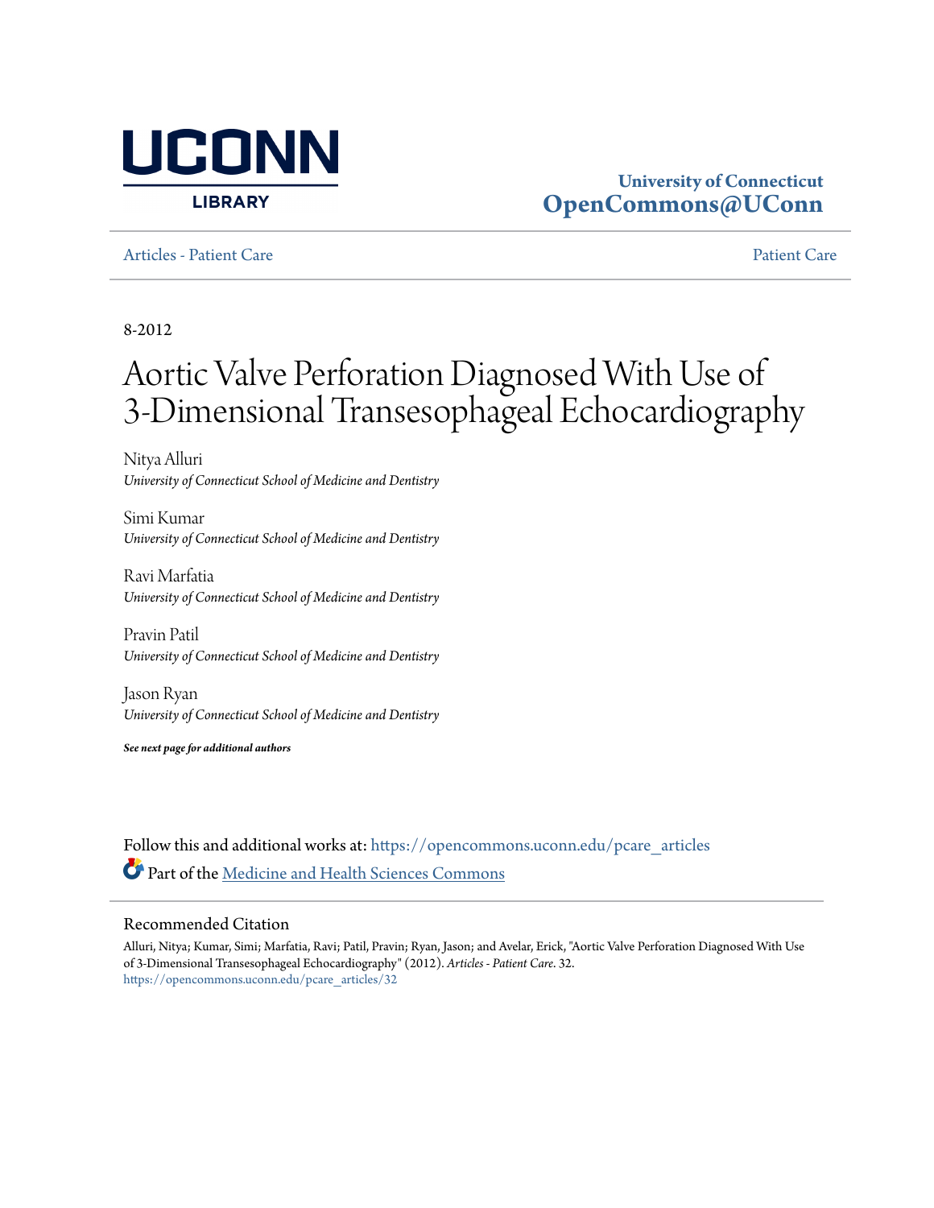UCONN LIBRARY

University of Connecticut
**OpenCommons@UConn**

Articles - Patient Care | Patient Care

8-2012

# Aortic Valve Perforation Diagnosed With Use of 3-Dimensional Transesophageal Echocardiography

Nitya Alluri
*University of Connecticut School of Medicine and Dentistry*

Simi Kumar
*University of Connecticut School of Medicine and Dentistry*

Ravi Marfatia
*University of Connecticut School of Medicine and Dentistry*

Pravin Patil
*University of Connecticut School of Medicine and Dentistry*

Jason Ryan
*University of Connecticut School of Medicine and Dentistry*

***See next page for additional authors***

Follow this and additional works at: https://opencommons.uconn.edu/pcare_articles

Part of the Medicine and Health Sciences Commons

## Recommended Citation

Alluri, Nitya; Kumar, Simi; Marfatia, Ravi; Patil, Pravin; Ryan, Jason; and Avelar, Erick, "Aortic Valve Perforation Diagnosed With Use of 3-Dimensional Transesophageal Echocardiography" (2012). *Articles - Patient Care*. 32.
https://opencommons.uconn.edu/pcare_articles/32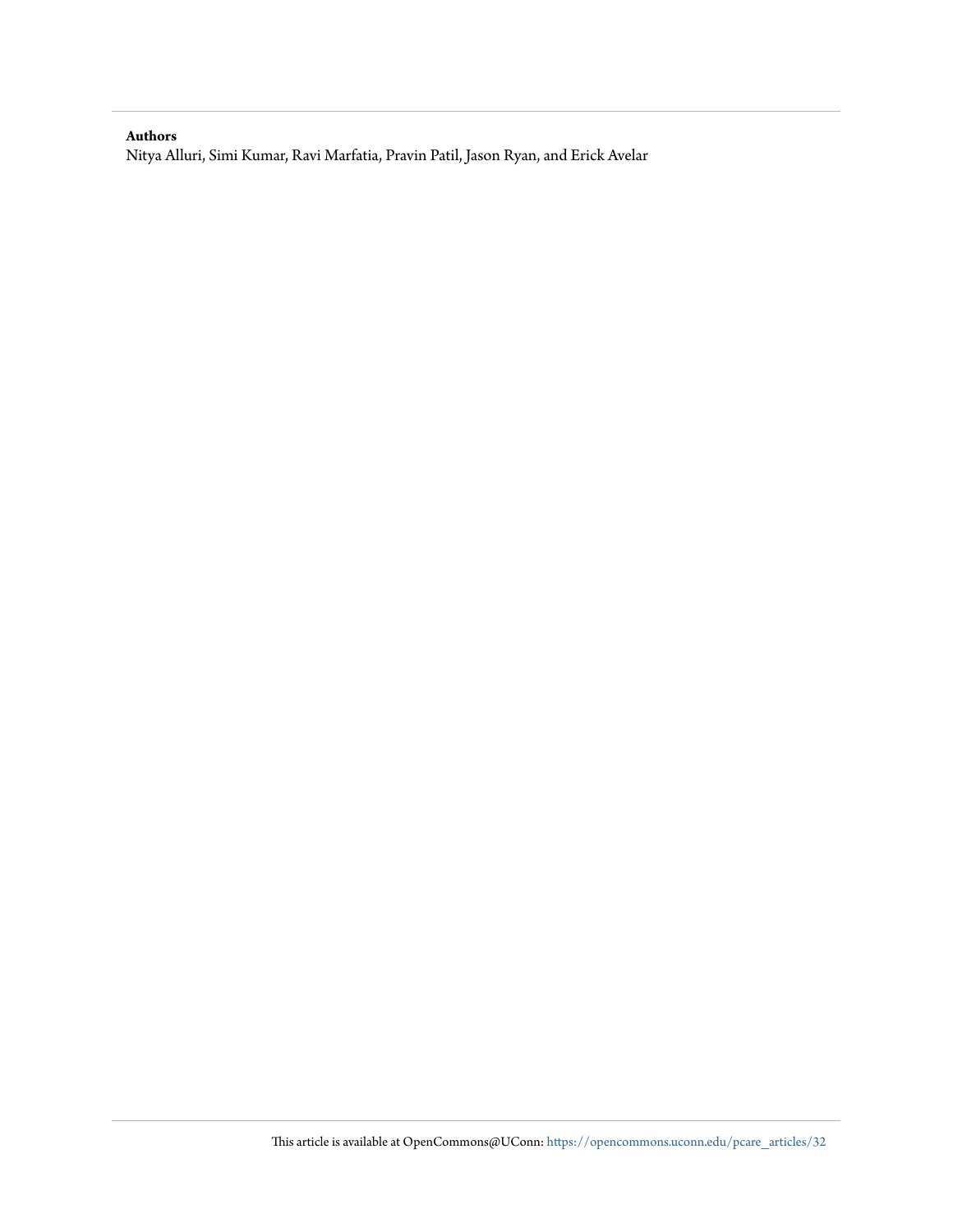**Authors**

Nitya Alluri, Simi Kumar, Ravi Marfatia, Pravin Patil, Jason Ryan, and Erick Avelar

This article is available at OpenCommons@UConn: https://opencommons.uconn.edu/pcare_articles/32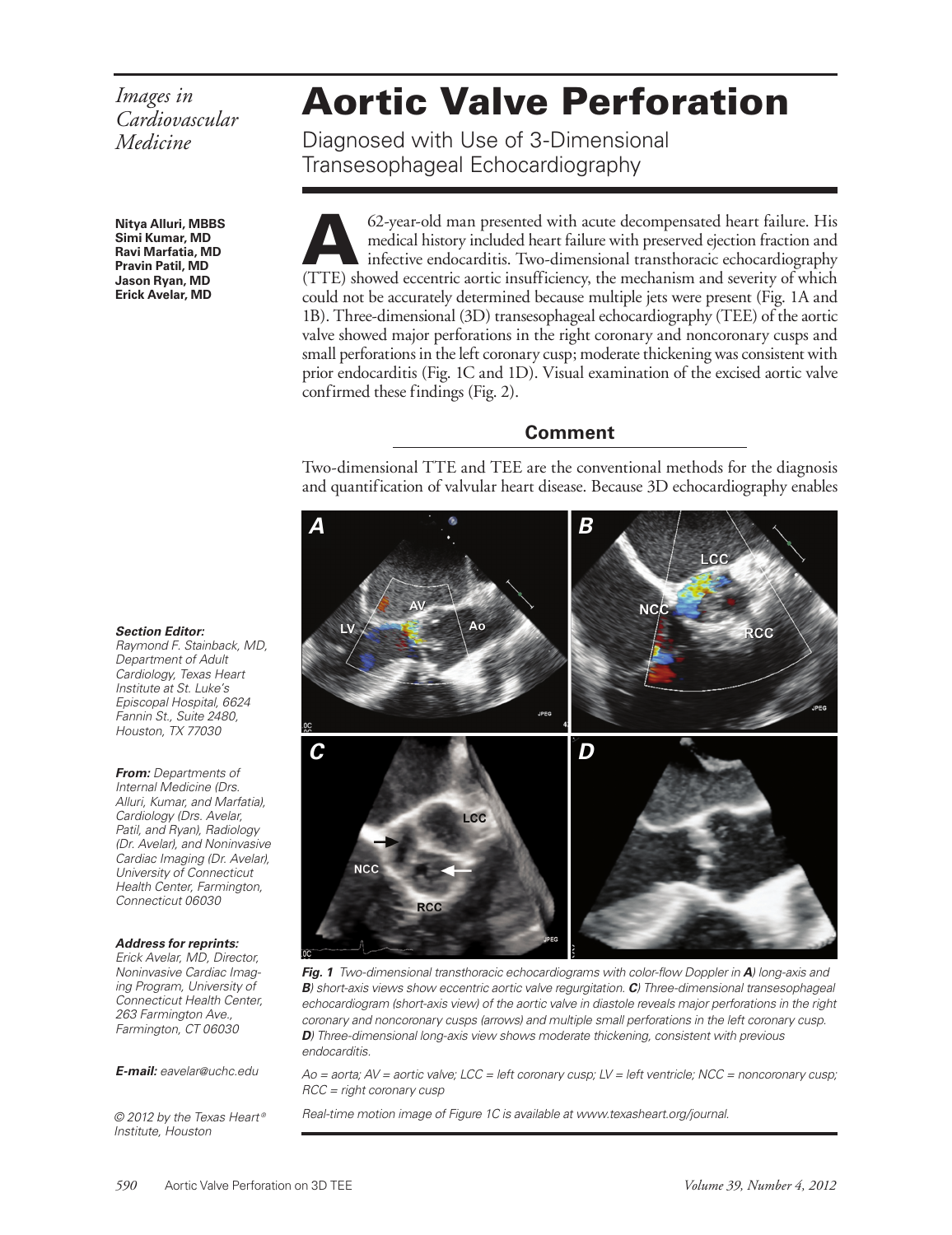*Images in Cardiovascular Medicine*

# Aortic Valve Perforation

## Diagnosed with Use of 3-Dimensional Transesophageal Echocardiography

**Nitya Alluri, MBBS**
**Simi Kumar, MD**
**Ravi Marfatia, MD**
**Pravin Patil, MD**
**Jason Ryan, MD**
**Erick Avelar, MD**

A 62-year-old man presented with acute decompensated heart failure. His medical history included heart failure with preserved ejection fraction and infective endocarditis. Two-dimensional transthoracic echocardiography (TTE) showed eccentric aortic insufficiency, the mechanism and severity of which could not be accurately determined because multiple jets were present (Fig. 1A and 1B). Three-dimensional (3D) transesophageal echocardiography (TEE) of the aortic valve showed major perforations in the right coronary and noncoronary cusps and small perforations in the left coronary cusp; moderate thickening was consistent with prior endocarditis (Fig. 1C and 1D). Visual examination of the excised aortic valve confirmed these findings (Fig. 2).

### Comment

Two-dimensional TTE and TEE are the conventional methods for the diagnosis and quantification of valvular heart disease. Because 3D echocardiography enables

***Fig. 1*** *Two-dimensional transthoracic echocardiograms with color-flow Doppler in* ***A****) long-axis and* ***B****) short-axis views show eccentric aortic valve regurgitation.* ***C****) Three-dimensional transesophageal echocardiogram (short-axis view) of the aortic valve in diastole reveals major perforations in the right coronary and noncoronary cusps (arrows) and multiple small perforations in the left coronary cusp.* ***D****) Three-dimensional long-axis view shows moderate thickening, consistent with previous endocarditis.*

*Ao = aorta; AV = aortic valve; LCC = left coronary cusp; LV = left ventricle; NCC = noncoronary cusp; RCC = right coronary cusp*

*Real-time motion image of Figure 1C is available at www.texasheart.org/journal.*

***Section Editor:***
*Raymond F. Stainback, MD, Department of Adult Cardiology, Texas Heart Institute at St. Luke's Episcopal Hospital, 6624 Fannin St., Suite 2480, Houston, TX 77030*

***From:*** *Departments of Internal Medicine (Drs. Alluri, Kumar, and Marfatia), Cardiology (Drs. Avelar, Patil, and Ryan), Radiology (Dr. Avelar), and Noninvasive Cardiac Imaging (Dr. Avelar), University of Connecticut Health Center, Farmington, Connecticut 06030*

***Address for reprints:***
*Erick Avelar, MD, Director, Noninvasive Cardiac Imaging Program, University of Connecticut Health Center, 263 Farmington Ave., Farmington, CT 06030*

***E-mail:*** *eavelar@uchc.edu*

*© 2012 by the Texas Heart® Institute, Houston*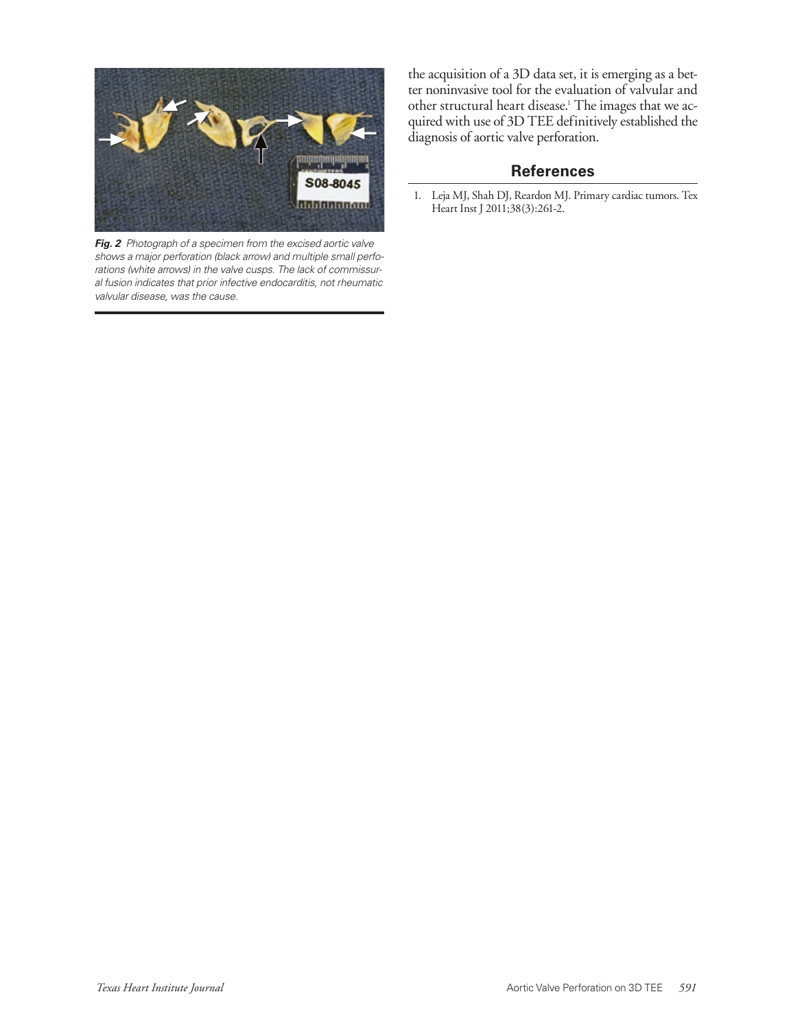the acquisition of a 3D data set, it is emerging as a better noninvasive tool for the evaluation of valvular and other structural heart disease.[1] The images that we acquired with use of 3D TEE definitively established the diagnosis of aortic valve perforation.

***Fig. 2*** *Photograph of a specimen from the excised aortic valve shows a major perforation (black arrow) and multiple small perforations (white arrows) in the valve cusps. The lack of commissural fusion indicates that prior infective endocarditis, not rheumatic valvular disease, was the cause.*

## References

1. Leja MJ, Shah DJ, Reardon MJ. Primary cardiac tumors. Tex Heart Inst J 2011;38(3):261-2.